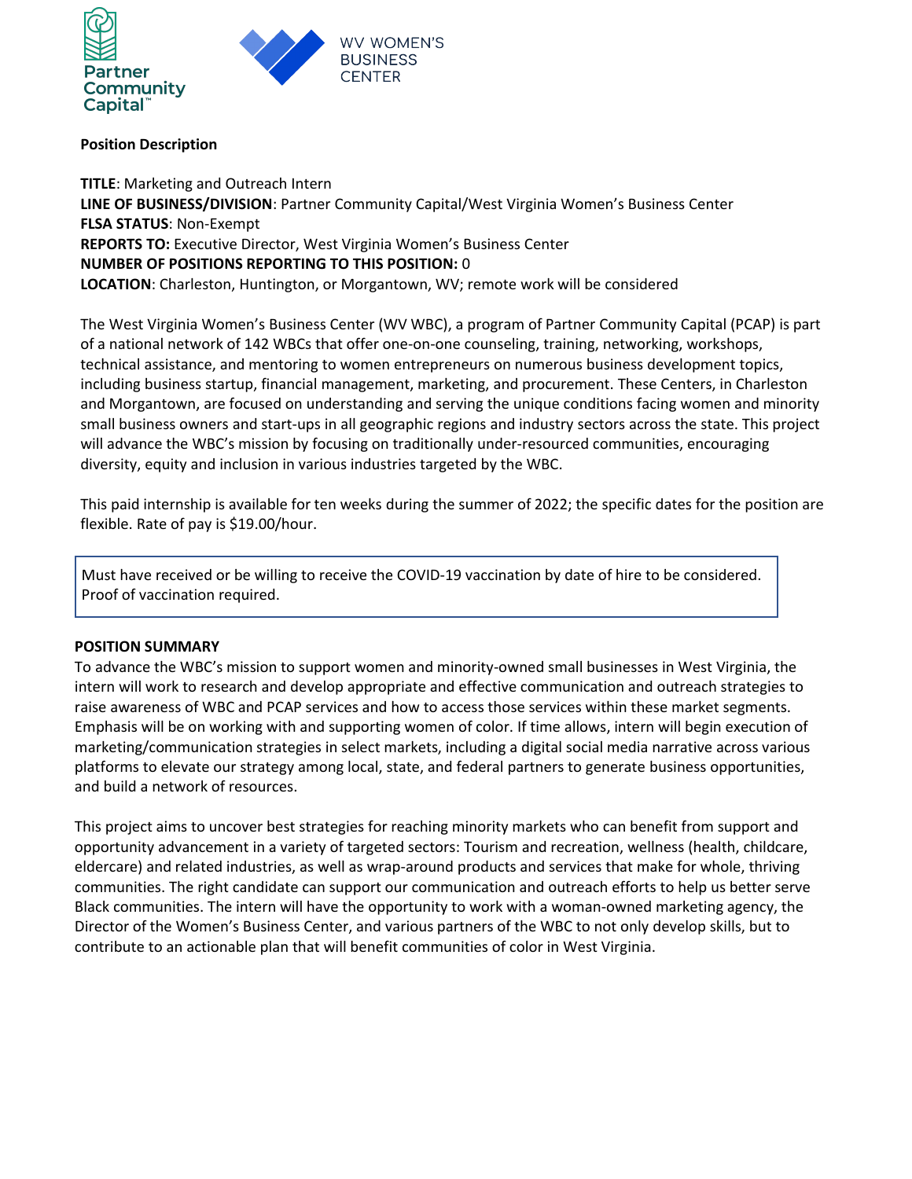Partner Community Capital™

WV WOMEN'S BUSINESS CENTER

**Position Description**

**TITLE**: Marketing and Outreach Intern
**LINE OF BUSINESS/DIVISION**: Partner Community Capital/West Virginia Women's Business Center
**FLSA STATUS**: Non-Exempt
**REPORTS TO:** Executive Director, West Virginia Women's Business Center
**NUMBER OF POSITIONS REPORTING TO THIS POSITION:** 0
**LOCATION**: Charleston, Huntington, or Morgantown, WV; remote work will be considered

The West Virginia Women's Business Center (WV WBC), a program of Partner Community Capital (PCAP) is part of a national network of 142 WBCs that offer one-on-one counseling, training, networking, workshops, technical assistance, and mentoring to women entrepreneurs on numerous business development topics, including business startup, financial management, marketing, and procurement. These Centers, in Charleston and Morgantown, are focused on understanding and serving the unique conditions facing women and minority small business owners and start-ups in all geographic regions and industry sectors across the state. This project will advance the WBC's mission by focusing on traditionally under-resourced communities, encouraging diversity, equity and inclusion in various industries targeted by the WBC.

This paid internship is available for ten weeks during the summer of 2022; the specific dates for the position are flexible. Rate of pay is $19.00/hour.

Must have received or be willing to receive the COVID-19 vaccination by date of hire to be considered. Proof of vaccination required.

**POSITION SUMMARY**

To advance the WBC's mission to support women and minority-owned small businesses in West Virginia, the intern will work to research and develop appropriate and effective communication and outreach strategies to raise awareness of WBC and PCAP services and how to access those services within these market segments. Emphasis will be on working with and supporting women of color. If time allows, intern will begin execution of marketing/communication strategies in select markets, including a digital social media narrative across various platforms to elevate our strategy among local, state, and federal partners to generate business opportunities, and build a network of resources.

This project aims to uncover best strategies for reaching minority markets who can benefit from support and opportunity advancement in a variety of targeted sectors: Tourism and recreation, wellness (health, childcare, eldercare) and related industries, as well as wrap-around products and services that make for whole, thriving communities. The right candidate can support our communication and outreach efforts to help us better serve Black communities. The intern will have the opportunity to work with a woman-owned marketing agency, the Director of the Women's Business Center, and various partners of the WBC to not only develop skills, but to contribute to an actionable plan that will benefit communities of color in West Virginia.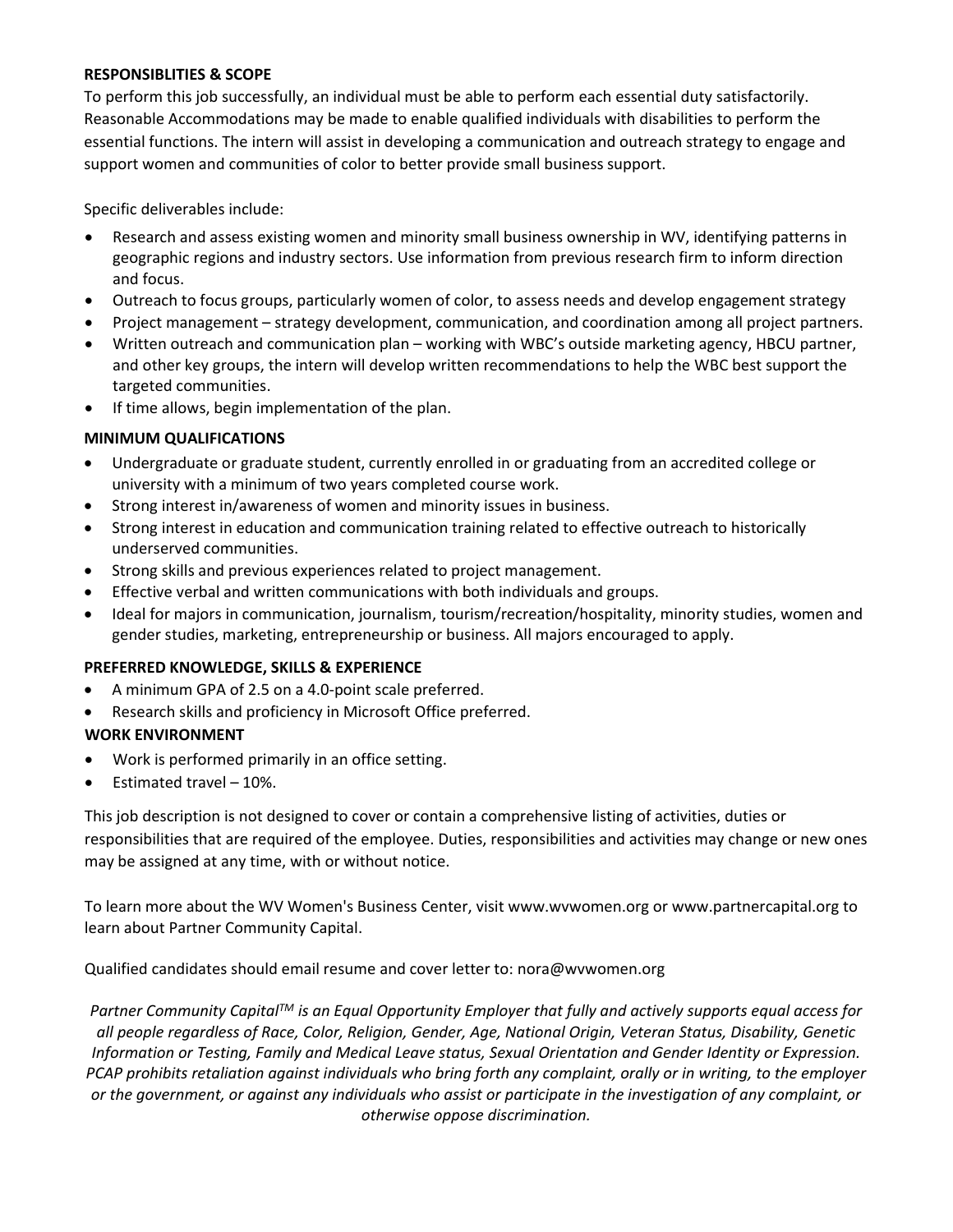**RESPONSIBLITIES & SCOPE**

To perform this job successfully, an individual must be able to perform each essential duty satisfactorily. Reasonable Accommodations may be made to enable qualified individuals with disabilities to perform the essential functions. The intern will assist in developing a communication and outreach strategy to engage and support women and communities of color to better provide small business support.

Specific deliverables include:

- Research and assess existing women and minority small business ownership in WV, identifying patterns in geographic regions and industry sectors. Use information from previous research firm to inform direction and focus.
- Outreach to focus groups, particularly women of color, to assess needs and develop engagement strategy
- Project management – strategy development, communication, and coordination among all project partners.
- Written outreach and communication plan – working with WBC's outside marketing agency, HBCU partner, and other key groups, the intern will develop written recommendations to help the WBC best support the targeted communities.
- If time allows, begin implementation of the plan.

**MINIMUM QUALIFICATIONS**

- Undergraduate or graduate student, currently enrolled in or graduating from an accredited college or university with a minimum of two years completed course work.
- Strong interest in/awareness of women and minority issues in business.
- Strong interest in education and communication training related to effective outreach to historically underserved communities.
- Strong skills and previous experiences related to project management.
- Effective verbal and written communications with both individuals and groups.
- Ideal for majors in communication, journalism, tourism/recreation/hospitality, minority studies, women and gender studies, marketing, entrepreneurship or business. All majors encouraged to apply.

**PREFERRED KNOWLEDGE, SKILLS & EXPERIENCE**

- A minimum GPA of 2.5 on a 4.0-point scale preferred.
- Research skills and proficiency in Microsoft Office preferred.

**WORK ENVIRONMENT**

- Work is performed primarily in an office setting.
- Estimated travel – 10%.

This job description is not designed to cover or contain a comprehensive listing of activities, duties or responsibilities that are required of the employee. Duties, responsibilities and activities may change or new ones may be assigned at any time, with or without notice.

To learn more about the WV Women's Business Center, visit www.wvwomen.org or www.partnercapital.org to learn about Partner Community Capital.

Qualified candidates should email resume and cover letter to: nora@wvwomen.org

*Partner Community Capital™ is an Equal Opportunity Employer that fully and actively supports equal access for all people regardless of Race, Color, Religion, Gender, Age, National Origin, Veteran Status, Disability, Genetic Information or Testing, Family and Medical Leave status, Sexual Orientation and Gender Identity or Expression. PCAP prohibits retaliation against individuals who bring forth any complaint, orally or in writing, to the employer or the government, or against any individuals who assist or participate in the investigation of any complaint, or otherwise oppose discrimination.*